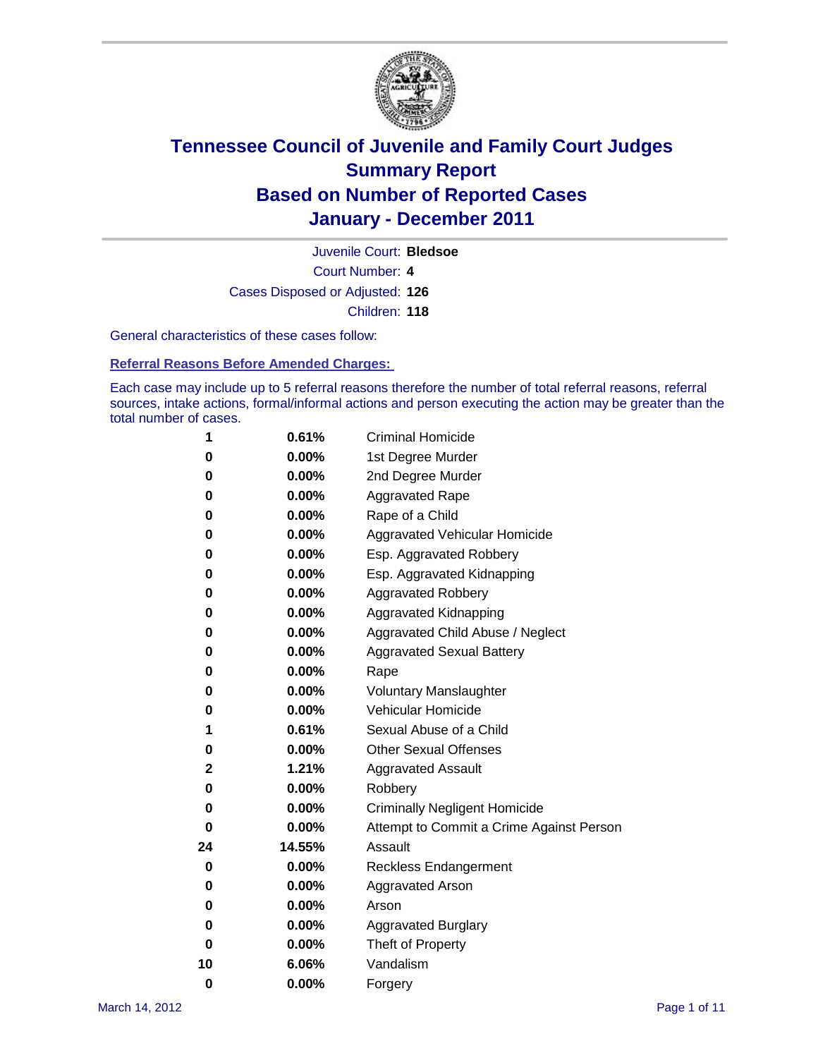# Tennessee Council of Juvenile and Family Court Judges
# Summary Report
# Based on Number of Reported Cases
# January - December 2011

Juvenile Court: **Bledsoe**

Court Number: **4**

Cases Disposed or Adjusted: **126**

Children: **118**

General characteristics of these cases follow:

## Referral Reasons Before Amended Charges:

Each case may include up to 5 referral reasons therefore the number of total referral reasons, referral sources, intake actions, formal/informal actions and person executing the action may be greater than the total number of cases.

| Count | Percent | Referral Reason |
|---|---|---|
| 1 | 0.61% | Criminal Homicide |
| 0 | 0.00% | 1st Degree Murder |
| 0 | 0.00% | 2nd Degree Murder |
| 0 | 0.00% | Aggravated Rape |
| 0 | 0.00% | Rape of a Child |
| 0 | 0.00% | Aggravated Vehicular Homicide |
| 0 | 0.00% | Esp. Aggravated Robbery |
| 0 | 0.00% | Esp. Aggravated Kidnapping |
| 0 | 0.00% | Aggravated Robbery |
| 0 | 0.00% | Aggravated Kidnapping |
| 0 | 0.00% | Aggravated Child Abuse / Neglect |
| 0 | 0.00% | Aggravated Sexual Battery |
| 0 | 0.00% | Rape |
| 0 | 0.00% | Voluntary Manslaughter |
| 0 | 0.00% | Vehicular Homicide |
| 1 | 0.61% | Sexual Abuse of a Child |
| 0 | 0.00% | Other Sexual Offenses |
| 2 | 1.21% | Aggravated Assault |
| 0 | 0.00% | Robbery |
| 0 | 0.00% | Criminally Negligent Homicide |
| 0 | 0.00% | Attempt to Commit a Crime Against Person |
| 24 | 14.55% | Assault |
| 0 | 0.00% | Reckless Endangerment |
| 0 | 0.00% | Aggravated Arson |
| 0 | 0.00% | Arson |
| 0 | 0.00% | Aggravated Burglary |
| 0 | 0.00% | Theft of Property |
| 10 | 6.06% | Vandalism |
| 0 | 0.00% | Forgery |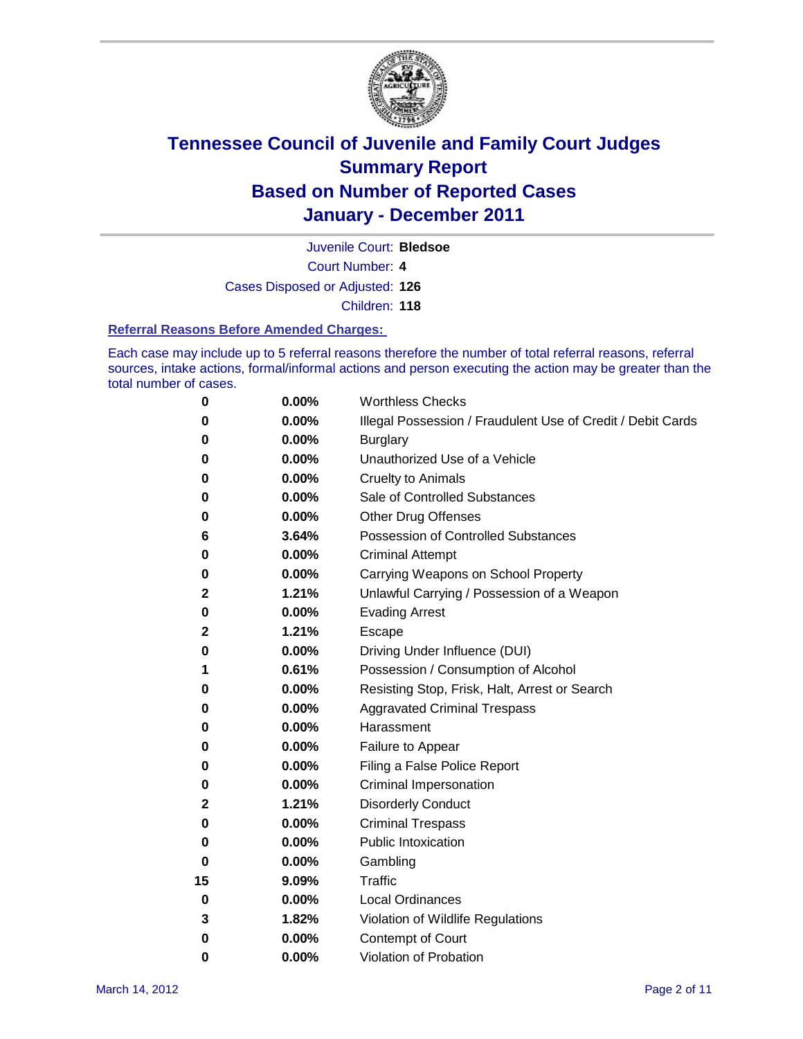# Tennessee Council of Juvenile and Family Court Judges
# Summary Report
# Based on Number of Reported Cases
# January - December 2011

Juvenile Court: **Bledsoe**

Court Number: **4**

Cases Disposed or Adjusted: **126**

Children: **118**

### Referral Reasons Before Amended Charges:

Each case may include up to 5 referral reasons therefore the number of total referral reasons, referral sources, intake actions, formal/informal actions and person executing the action may be greater than the total number of cases.

| | | |
|---|---|---|
| 0 | 0.00% | Worthless Checks |
| 0 | 0.00% | Illegal Possession / Fraudulent Use of Credit / Debit Cards |
| 0 | 0.00% | Burglary |
| 0 | 0.00% | Unauthorized Use of a Vehicle |
| 0 | 0.00% | Cruelty to Animals |
| 0 | 0.00% | Sale of Controlled Substances |
| 0 | 0.00% | Other Drug Offenses |
| 6 | 3.64% | Possession of Controlled Substances |
| 0 | 0.00% | Criminal Attempt |
| 0 | 0.00% | Carrying Weapons on School Property |
| 2 | 1.21% | Unlawful Carrying / Possession of a Weapon |
| 0 | 0.00% | Evading Arrest |
| 2 | 1.21% | Escape |
| 0 | 0.00% | Driving Under Influence (DUI) |
| 1 | 0.61% | Possession / Consumption of Alcohol |
| 0 | 0.00% | Resisting Stop, Frisk, Halt, Arrest or Search |
| 0 | 0.00% | Aggravated Criminal Trespass |
| 0 | 0.00% | Harassment |
| 0 | 0.00% | Failure to Appear |
| 0 | 0.00% | Filing a False Police Report |
| 0 | 0.00% | Criminal Impersonation |
| 2 | 1.21% | Disorderly Conduct |
| 0 | 0.00% | Criminal Trespass |
| 0 | 0.00% | Public Intoxication |
| 0 | 0.00% | Gambling |
| 15 | 9.09% | Traffic |
| 0 | 0.00% | Local Ordinances |
| 3 | 1.82% | Violation of Wildlife Regulations |
| 0 | 0.00% | Contempt of Court |
| 0 | 0.00% | Violation of Probation |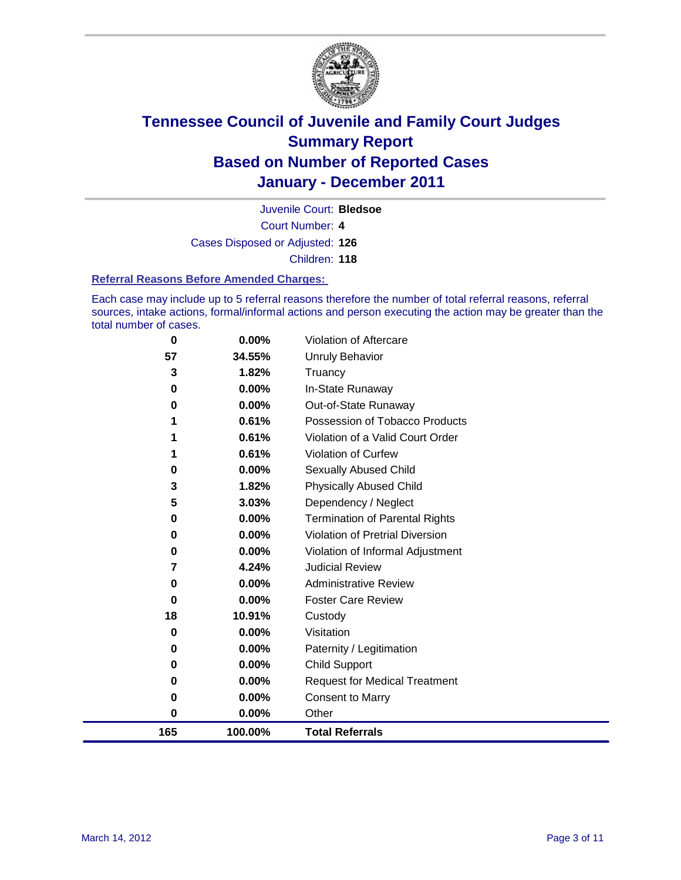# Tennessee Council of Juvenile and Family Court Judges
## Summary Report
## Based on Number of Reported Cases
## January - December 2011

Juvenile Court: **Bledsoe**

Court Number: **4**

Cases Disposed or Adjusted: **126**

Children: **118**

### Referral Reasons Before Amended Charges:

Each case may include up to 5 referral reasons therefore the number of total referral reasons, referral sources, intake actions, formal/informal actions and person executing the action may be greater than the total number of cases.

| Count | Percent | Referral Reason |
|---|---|---|
| 0 | 0.00% | Violation of Aftercare |
| 57 | 34.55% | Unruly Behavior |
| 3 | 1.82% | Truancy |
| 0 | 0.00% | In-State Runaway |
| 0 | 0.00% | Out-of-State Runaway |
| 1 | 0.61% | Possession of Tobacco Products |
| 1 | 0.61% | Violation of a Valid Court Order |
| 1 | 0.61% | Violation of Curfew |
| 0 | 0.00% | Sexually Abused Child |
| 3 | 1.82% | Physically Abused Child |
| 5 | 3.03% | Dependency / Neglect |
| 0 | 0.00% | Termination of Parental Rights |
| 0 | 0.00% | Violation of Pretrial Diversion |
| 0 | 0.00% | Violation of Informal Adjustment |
| 7 | 4.24% | Judicial Review |
| 0 | 0.00% | Administrative Review |
| 0 | 0.00% | Foster Care Review |
| 18 | 10.91% | Custody |
| 0 | 0.00% | Visitation |
| 0 | 0.00% | Paternity / Legitimation |
| 0 | 0.00% | Child Support |
| 0 | 0.00% | Request for Medical Treatment |
| 0 | 0.00% | Consent to Marry |
| 0 | 0.00% | Other |
| **165** | **100.00%** | **Total Referrals** |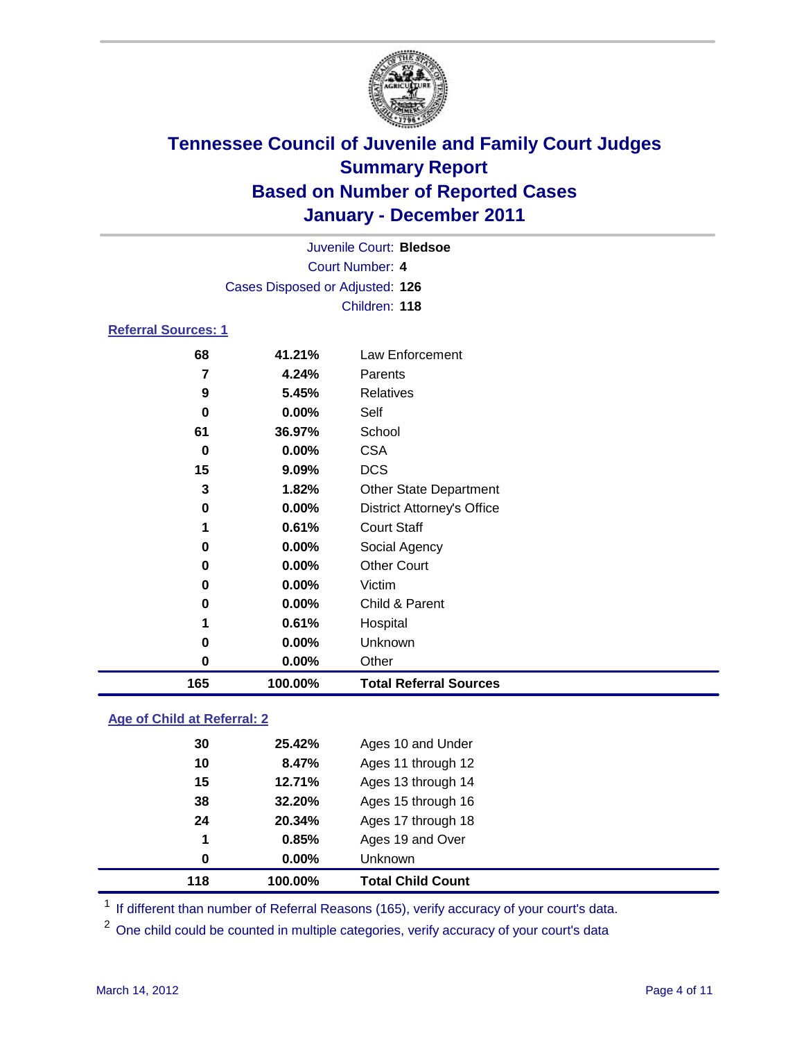# Tennessee Council of Juvenile and Family Court Judges
## Summary Report
## Based on Number of Reported Cases
## January - December 2011

Juvenile Court: **Bledsoe**
Court Number: **4**
Cases Disposed or Adjusted: **126**
Children: **118**

### Referral Sources: 1

| | | |
|---|---|---|
| 68 | 41.21% | Law Enforcement |
| 7 | 4.24% | Parents |
| 9 | 5.45% | Relatives |
| 0 | 0.00% | Self |
| 61 | 36.97% | School |
| 0 | 0.00% | CSA |
| 15 | 9.09% | DCS |
| 3 | 1.82% | Other State Department |
| 0 | 0.00% | District Attorney's Office |
| 1 | 0.61% | Court Staff |
| 0 | 0.00% | Social Agency |
| 0 | 0.00% | Other Court |
| 0 | 0.00% | Victim |
| 0 | 0.00% | Child & Parent |
| 1 | 0.61% | Hospital |
| 0 | 0.00% | Unknown |
| 0 | 0.00% | Other |
| **165** | **100.00%** | **Total Referral Sources** |

### Age of Child at Referral: 2

| | | |
|---|---|---|
| 30 | 25.42% | Ages 10 and Under |
| 10 | 8.47% | Ages 11 through 12 |
| 15 | 12.71% | Ages 13 through 14 |
| 38 | 32.20% | Ages 15 through 16 |
| 24 | 20.34% | Ages 17 through 18 |
| 1 | 0.85% | Ages 19 and Over |
| 0 | 0.00% | Unknown |
| **118** | **100.00%** | **Total Child Count** |

[1] If different than number of Referral Reasons (165), verify accuracy of your court's data.

[2] One child could be counted in multiple categories, verify accuracy of your court's data

March 14, 2012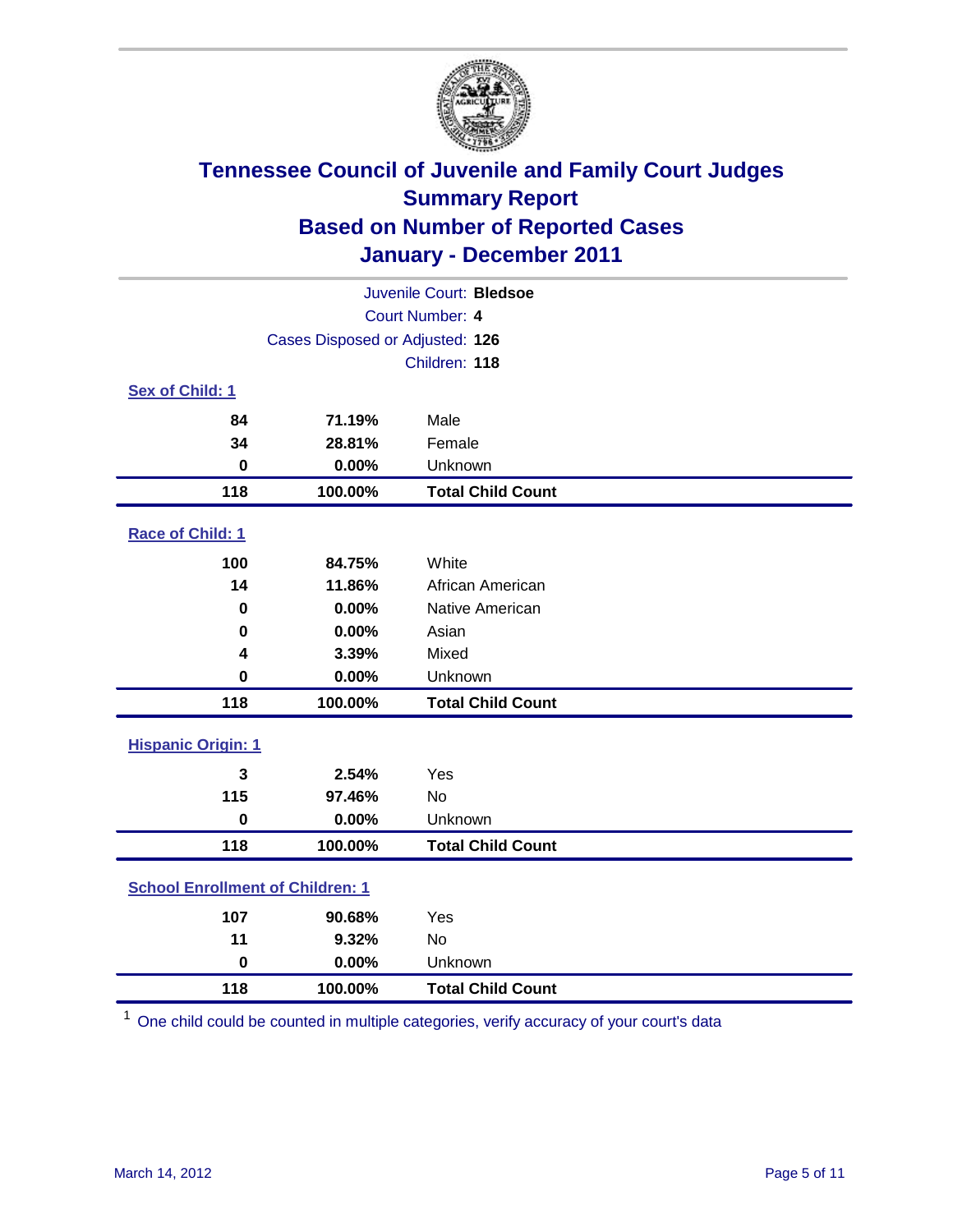# Tennessee Council of Juvenile and Family Court Judges
## Summary Report
## Based on Number of Reported Cases
## January - December 2011

Juvenile Court: **Bledsoe**
Court Number: **4**
Cases Disposed or Adjusted: **126**
Children: **118**

### Sex of Child: 1

| Count | Percent | Category |
|---|---|---|
| 84 | 71.19% | Male |
| 34 | 28.81% | Female |
| 0 | 0.00% | Unknown |
| **118** | **100.00%** | **Total Child Count** |

### Race of Child: 1

| Count | Percent | Category |
|---|---|---|
| 100 | 84.75% | White |
| 14 | 11.86% | African American |
| 0 | 0.00% | Native American |
| 0 | 0.00% | Asian |
| 4 | 3.39% | Mixed |
| 0 | 0.00% | Unknown |
| **118** | **100.00%** | **Total Child Count** |

### Hispanic Origin: 1

| Count | Percent | Category |
|---|---|---|
| 3 | 2.54% | Yes |
| 115 | 97.46% | No |
| 0 | 0.00% | Unknown |
| **118** | **100.00%** | **Total Child Count** |

### School Enrollment of Children: 1

| Count | Percent | Category |
|---|---|---|
| 107 | 90.68% | Yes |
| 11 | 9.32% | No |
| 0 | 0.00% | Unknown |
| **118** | **100.00%** | **Total Child Count** |

[1] One child could be counted in multiple categories, verify accuracy of your court's data

March 14, 2012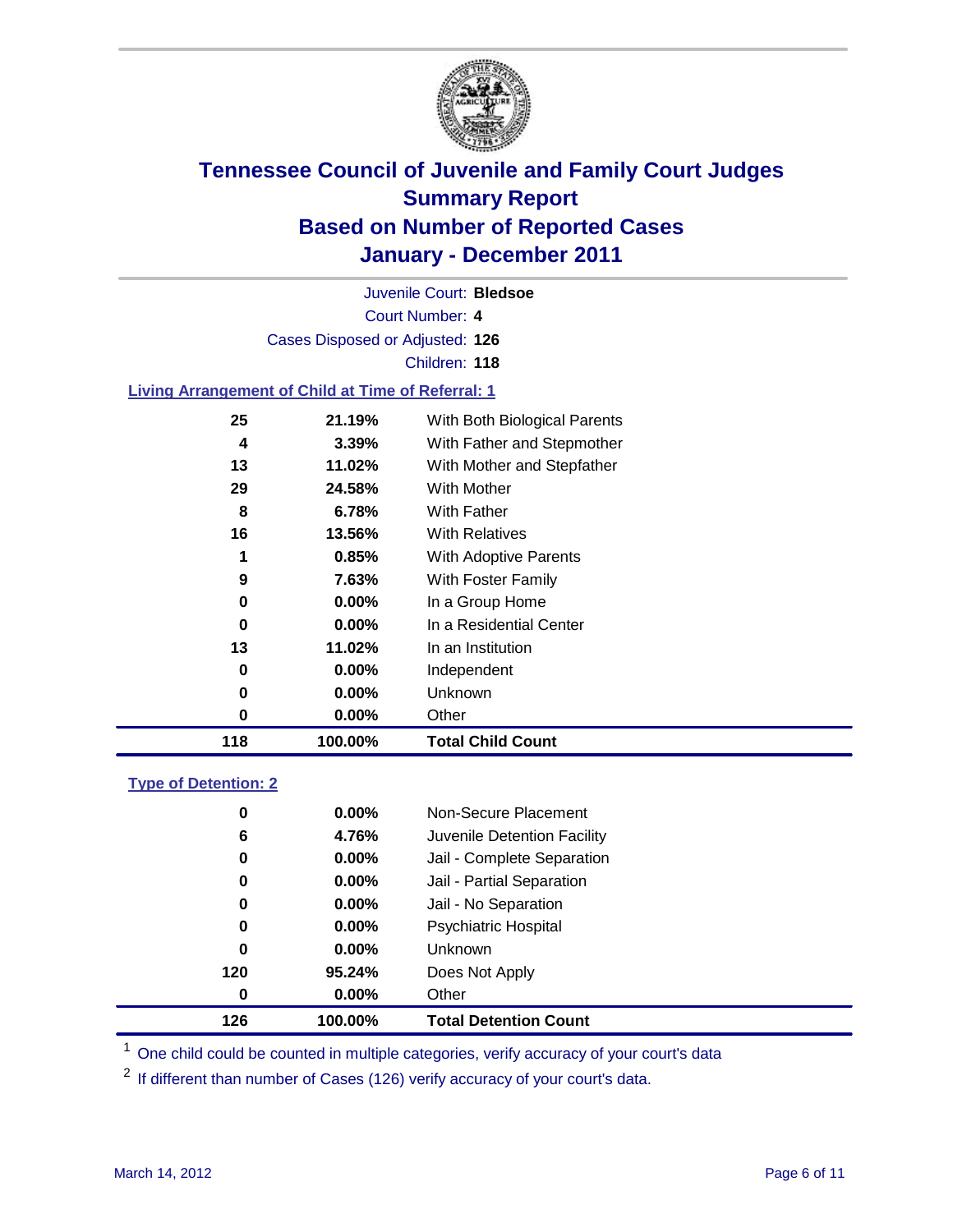# Tennessee Council of Juvenile and Family Court Judges
# Summary Report
# Based on Number of Reported Cases
# January - December 2011

Juvenile Court: **Bledsoe**

Court Number: **4**

Cases Disposed or Adjusted: **126**

Children: **118**

### Living Arrangement of Child at Time of Referral: 1

| Count | Percent | Living Arrangement |
|---|---|---|
| 25 | 21.19% | With Both Biological Parents |
| 4 | 3.39% | With Father and Stepmother |
| 13 | 11.02% | With Mother and Stepfather |
| 29 | 24.58% | With Mother |
| 8 | 6.78% | With Father |
| 16 | 13.56% | With Relatives |
| 1 | 0.85% | With Adoptive Parents |
| 9 | 7.63% | With Foster Family |
| 0 | 0.00% | In a Group Home |
| 0 | 0.00% | In a Residential Center |
| 13 | 11.02% | In an Institution |
| 0 | 0.00% | Independent |
| 0 | 0.00% | Unknown |
| 0 | 0.00% | Other |
| **118** | **100.00%** | **Total Child Count** |

### Type of Detention: 2

| Count | Percent | Type of Detention |
|---|---|---|
| 0 | 0.00% | Non-Secure Placement |
| 6 | 4.76% | Juvenile Detention Facility |
| 0 | 0.00% | Jail - Complete Separation |
| 0 | 0.00% | Jail - Partial Separation |
| 0 | 0.00% | Jail - No Separation |
| 0 | 0.00% | Psychiatric Hospital |
| 0 | 0.00% | Unknown |
| 120 | 95.24% | Does Not Apply |
| 0 | 0.00% | Other |
| **126** | **100.00%** | **Total Detention Count** |

[1] One child could be counted in multiple categories, verify accuracy of your court's data

[2] If different than number of Cases (126) verify accuracy of your court's data.

March 14, 2012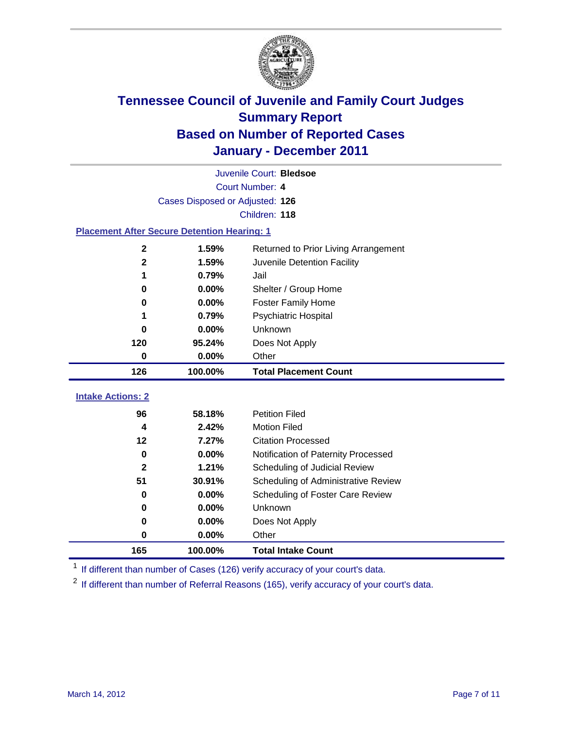# Tennessee Council of Juvenile and Family Court Judges
## Summary Report
## Based on Number of Reported Cases
## January - December 2011

Juvenile Court: **Bledsoe**
Court Number: **4**
Cases Disposed or Adjusted: **126**
Children: **118**

### Placement After Secure Detention Hearing: 1

| Count | Percent | Placement |
|---|---|---|
| 2 | 1.59% | Returned to Prior Living Arrangement |
| 2 | 1.59% | Juvenile Detention Facility |
| 1 | 0.79% | Jail |
| 0 | 0.00% | Shelter / Group Home |
| 0 | 0.00% | Foster Family Home |
| 1 | 0.79% | Psychiatric Hospital |
| 0 | 0.00% | Unknown |
| 120 | 95.24% | Does Not Apply |
| 0 | 0.00% | Other |
| **126** | **100.00%** | **Total Placement Count** |

### Intake Actions: 2

| Count | Percent | Intake Action |
|---|---|---|
| 96 | 58.18% | Petition Filed |
| 4 | 2.42% | Motion Filed |
| 12 | 7.27% | Citation Processed |
| 0 | 0.00% | Notification of Paternity Processed |
| 2 | 1.21% | Scheduling of Judicial Review |
| 51 | 30.91% | Scheduling of Administrative Review |
| 0 | 0.00% | Scheduling of Foster Care Review |
| 0 | 0.00% | Unknown |
| 0 | 0.00% | Does Not Apply |
| 0 | 0.00% | Other |
| **165** | **100.00%** | **Total Intake Count** |

[1] If different than number of Cases (126) verify accuracy of your court's data.

[2] If different than number of Referral Reasons (165), verify accuracy of your court's data.

March 14, 2012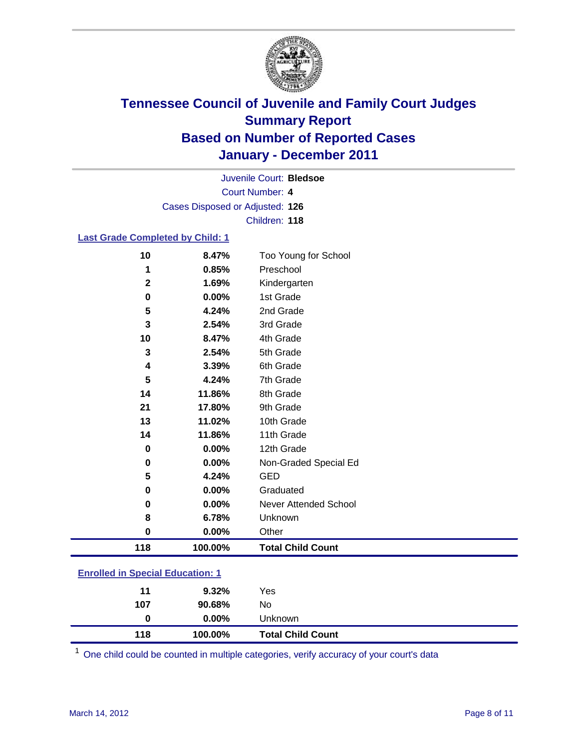# Tennessee Council of Juvenile and Family Court Judges
## Summary Report
## Based on Number of Reported Cases
## January - December 2011

Juvenile Court: **Bledsoe**
Court Number: **4**
Cases Disposed or Adjusted: **126**
Children: **118**

### Last Grade Completed by Child: 1

| Count | Percent | Category |
|---|---|---|
| 10 | 8.47% | Too Young for School |
| 1 | 0.85% | Preschool |
| 2 | 1.69% | Kindergarten |
| 0 | 0.00% | 1st Grade |
| 5 | 4.24% | 2nd Grade |
| 3 | 2.54% | 3rd Grade |
| 10 | 8.47% | 4th Grade |
| 3 | 2.54% | 5th Grade |
| 4 | 3.39% | 6th Grade |
| 5 | 4.24% | 7th Grade |
| 14 | 11.86% | 8th Grade |
| 21 | 17.80% | 9th Grade |
| 13 | 11.02% | 10th Grade |
| 14 | 11.86% | 11th Grade |
| 0 | 0.00% | 12th Grade |
| 0 | 0.00% | Non-Graded Special Ed |
| 5 | 4.24% | GED |
| 0 | 0.00% | Graduated |
| 0 | 0.00% | Never Attended School |
| 8 | 6.78% | Unknown |
| 0 | 0.00% | Other |
| **118** | **100.00%** | **Total Child Count** |

### Enrolled in Special Education: 1

| Count | Percent | Category |
|---|---|---|
| 11 | 9.32% | Yes |
| 107 | 90.68% | No |
| 0 | 0.00% | Unknown |
| **118** | **100.00%** | **Total Child Count** |

[1] One child could be counted in multiple categories, verify accuracy of your court's data

March 14, 2012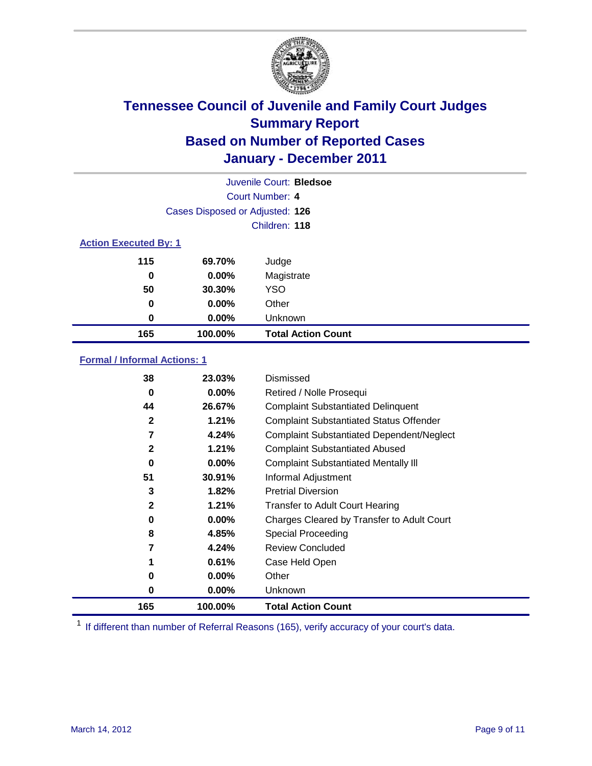# Tennessee Council of Juvenile and Family Court Judges
## Summary Report
## Based on Number of Reported Cases
## January - December 2011

Juvenile Court: **Bledsoe**

Court Number: **4**

Cases Disposed or Adjusted: **126**

Children: **118**

### Action Executed By: 1

| | | |
|---|---|---|
| 115 | 69.70% | Judge |
| 0 | 0.00% | Magistrate |
| 50 | 30.30% | YSO |
| 0 | 0.00% | Other |
| 0 | 0.00% | Unknown |
| **165** | **100.00%** | **Total Action Count** |

### Formal / Informal Actions: 1

| | | |
|---|---|---|
| 38 | 23.03% | Dismissed |
| 0 | 0.00% | Retired / Nolle Prosequi |
| 44 | 26.67% | Complaint Substantiated Delinquent |
| 2 | 1.21% | Complaint Substantiated Status Offender |
| 7 | 4.24% | Complaint Substantiated Dependent/Neglect |
| 2 | 1.21% | Complaint Substantiated Abused |
| 0 | 0.00% | Complaint Substantiated Mentally Ill |
| 51 | 30.91% | Informal Adjustment |
| 3 | 1.82% | Pretrial Diversion |
| 2 | 1.21% | Transfer to Adult Court Hearing |
| 0 | 0.00% | Charges Cleared by Transfer to Adult Court |
| 8 | 4.85% | Special Proceeding |
| 7 | 4.24% | Review Concluded |
| 1 | 0.61% | Case Held Open |
| 0 | 0.00% | Other |
| 0 | 0.00% | Unknown |
| **165** | **100.00%** | **Total Action Count** |

[1] If different than number of Referral Reasons (165), verify accuracy of your court's data.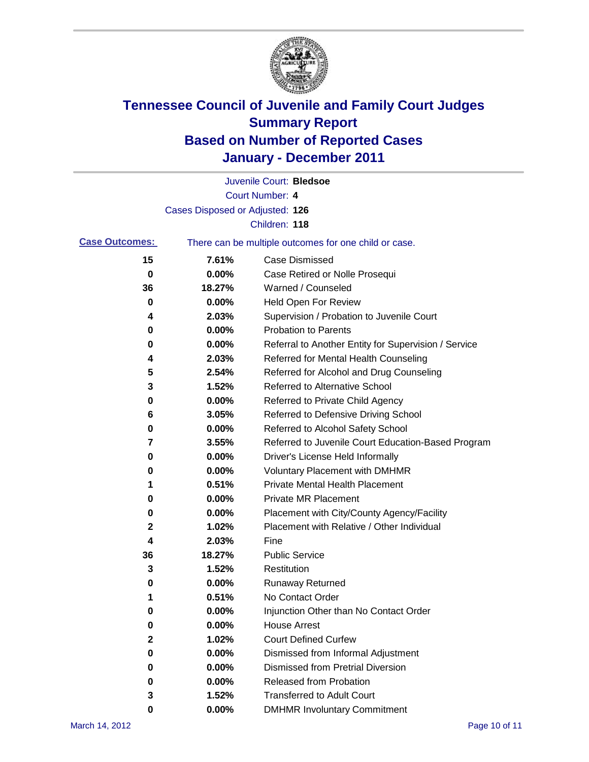# Tennessee Council of Juvenile and Family Court Judges
## Summary Report
## Based on Number of Reported Cases
## January - December 2011

Juvenile Court: **Bledsoe**

Court Number: **4**

Cases Disposed or Adjusted: **126**

Children: **118**

**Case Outcomes:** There can be multiple outcomes for one child or case.

| Count | Percent | Outcome |
|---|---|---|
| 15 | 7.61% | Case Dismissed |
| 0 | 0.00% | Case Retired or Nolle Prosequi |
| 36 | 18.27% | Warned / Counseled |
| 0 | 0.00% | Held Open For Review |
| 4 | 2.03% | Supervision / Probation to Juvenile Court |
| 0 | 0.00% | Probation to Parents |
| 0 | 0.00% | Referral to Another Entity for Supervision / Service |
| 4 | 2.03% | Referred for Mental Health Counseling |
| 5 | 2.54% | Referred for Alcohol and Drug Counseling |
| 3 | 1.52% | Referred to Alternative School |
| 0 | 0.00% | Referred to Private Child Agency |
| 6 | 3.05% | Referred to Defensive Driving School |
| 0 | 0.00% | Referred to Alcohol Safety School |
| 7 | 3.55% | Referred to Juvenile Court Education-Based Program |
| 0 | 0.00% | Driver's License Held Informally |
| 0 | 0.00% | Voluntary Placement with DMHMR |
| 1 | 0.51% | Private Mental Health Placement |
| 0 | 0.00% | Private MR Placement |
| 0 | 0.00% | Placement with City/County Agency/Facility |
| 2 | 1.02% | Placement with Relative / Other Individual |
| 4 | 2.03% | Fine |
| 36 | 18.27% | Public Service |
| 3 | 1.52% | Restitution |
| 0 | 0.00% | Runaway Returned |
| 1 | 0.51% | No Contact Order |
| 0 | 0.00% | Injunction Other than No Contact Order |
| 0 | 0.00% | House Arrest |
| 2 | 1.02% | Court Defined Curfew |
| 0 | 0.00% | Dismissed from Informal Adjustment |
| 0 | 0.00% | Dismissed from Pretrial Diversion |
| 0 | 0.00% | Released from Probation |
| 3 | 1.52% | Transferred to Adult Court |
| 0 | 0.00% | DMHMR Involuntary Commitment |

March 14, 2012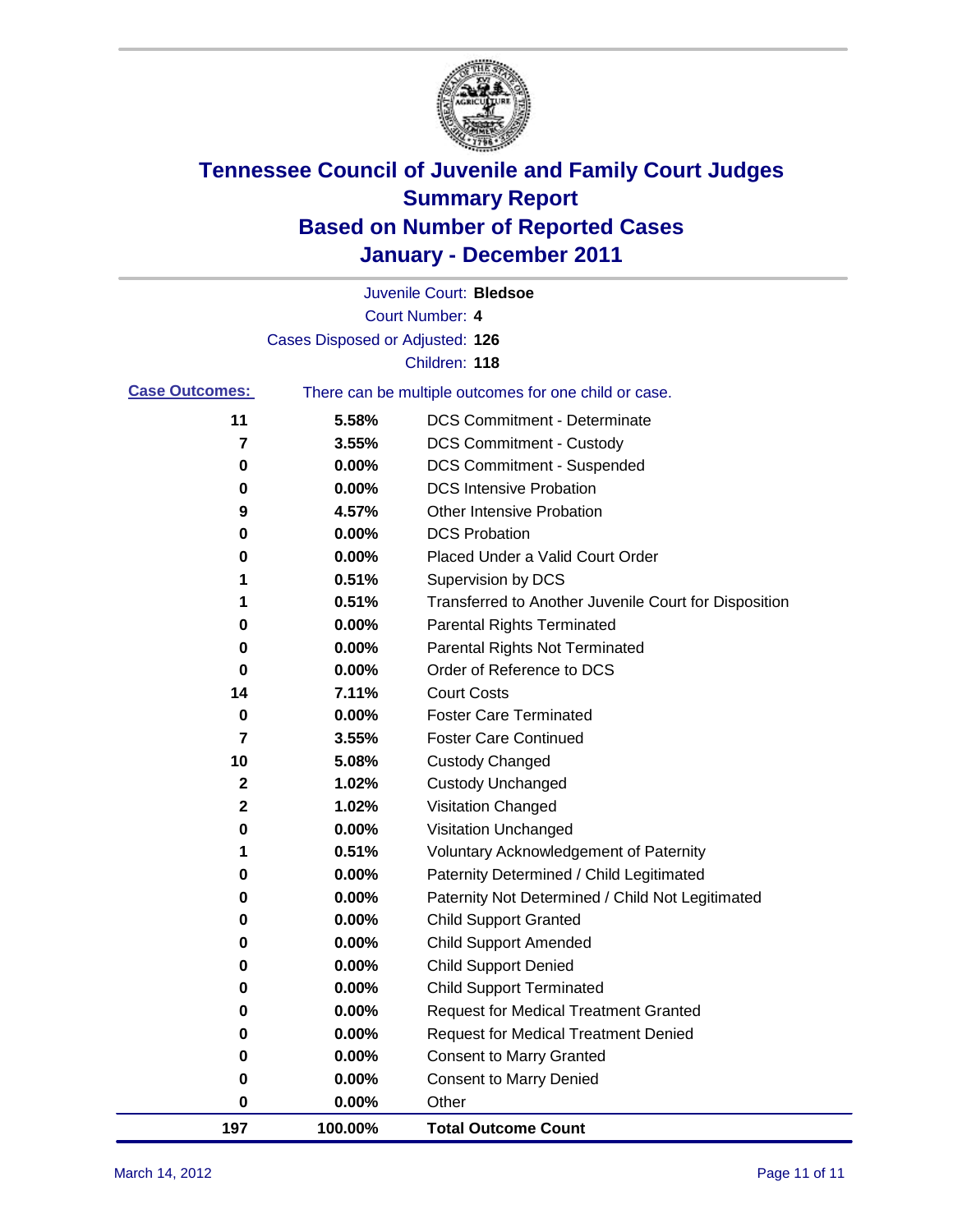# Tennessee Council of Juvenile and Family Court Judges
# Summary Report
# Based on Number of Reported Cases
# January - December 2011

Juvenile Court: **Bledsoe**

Court Number: **4**

Cases Disposed or Adjusted: **126**

Children: **118**

**Case Outcomes:** There can be multiple outcomes for one child or case.

| | | |
|---|---|---|
| 11 | 5.58% | DCS Commitment - Determinate |
| 7 | 3.55% | DCS Commitment - Custody |
| 0 | 0.00% | DCS Commitment - Suspended |
| 0 | 0.00% | DCS Intensive Probation |
| 9 | 4.57% | Other Intensive Probation |
| 0 | 0.00% | DCS Probation |
| 0 | 0.00% | Placed Under a Valid Court Order |
| 1 | 0.51% | Supervision by DCS |
| 1 | 0.51% | Transferred to Another Juvenile Court for Disposition |
| 0 | 0.00% | Parental Rights Terminated |
| 0 | 0.00% | Parental Rights Not Terminated |
| 0 | 0.00% | Order of Reference to DCS |
| 14 | 7.11% | Court Costs |
| 0 | 0.00% | Foster Care Terminated |
| 7 | 3.55% | Foster Care Continued |
| 10 | 5.08% | Custody Changed |
| 2 | 1.02% | Custody Unchanged |
| 2 | 1.02% | Visitation Changed |
| 0 | 0.00% | Visitation Unchanged |
| 1 | 0.51% | Voluntary Acknowledgement of Paternity |
| 0 | 0.00% | Paternity Determined / Child Legitimated |
| 0 | 0.00% | Paternity Not Determined / Child Not Legitimated |
| 0 | 0.00% | Child Support Granted |
| 0 | 0.00% | Child Support Amended |
| 0 | 0.00% | Child Support Denied |
| 0 | 0.00% | Child Support Terminated |
| 0 | 0.00% | Request for Medical Treatment Granted |
| 0 | 0.00% | Request for Medical Treatment Denied |
| 0 | 0.00% | Consent to Marry Granted |
| 0 | 0.00% | Consent to Marry Denied |
| 0 | 0.00% | Other |
| **197** | **100.00%** | **Total Outcome Count** |